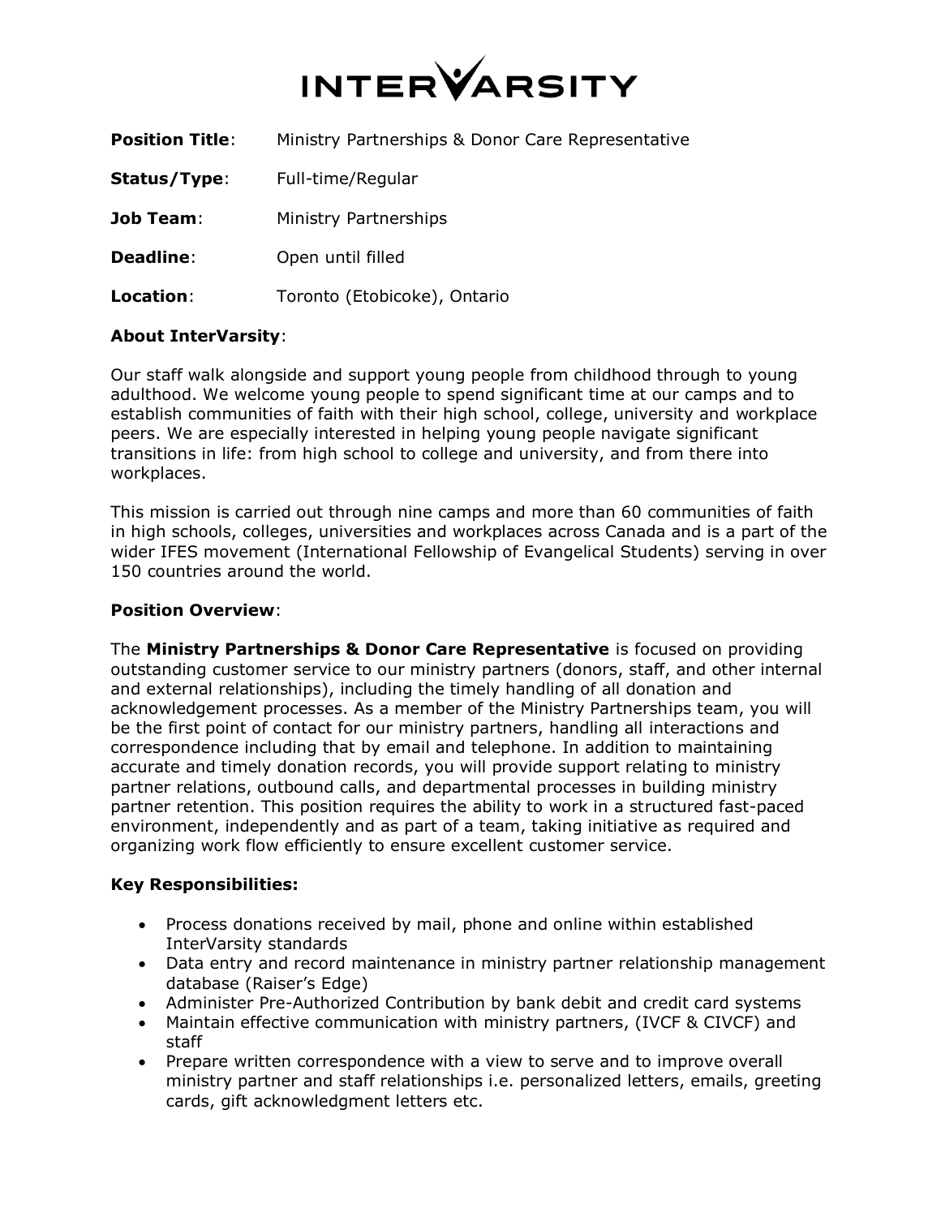# INTERVARSITY

**Position Title**: Ministry Partnerships & Donor Care Representative

**Status/Type**: Full-time/Regular

**Job Team**: Ministry Partnerships

**Deadline**: Open until filled

**Location**: Toronto (Etobicoke), Ontario

**About InterVarsity**:

Our staff walk alongside and support young people from childhood through to young adulthood. We welcome young people to spend significant time at our camps and to establish communities of faith with their high school, college, university and workplace peers. We are especially interested in helping young people navigate significant transitions in life: from high school to college and university, and from there into workplaces.

This mission is carried out through nine camps and more than 60 communities of faith in high schools, colleges, universities and workplaces across Canada and is a part of the wider IFES movement (International Fellowship of Evangelical Students) serving in over 150 countries around the world.

**Position Overview**:

The **Ministry Partnerships & Donor Care Representative** is focused on providing outstanding customer service to our ministry partners (donors, staff, and other internal and external relationships), including the timely handling of all donation and acknowledgement processes. As a member of the Ministry Partnerships team, you will be the first point of contact for our ministry partners, handling all interactions and correspondence including that by email and telephone. In addition to maintaining accurate and timely donation records, you will provide support relating to ministry partner relations, outbound calls, and departmental processes in building ministry partner retention. This position requires the ability to work in a structured fast-paced environment, independently and as part of a team, taking initiative as required and organizing work flow efficiently to ensure excellent customer service.

**Key Responsibilities:**

- Process donations received by mail, phone and online within established InterVarsity standards
- Data entry and record maintenance in ministry partner relationship management database (Raiser's Edge)
- Administer Pre-Authorized Contribution by bank debit and credit card systems
- Maintain effective communication with ministry partners, (IVCF & CIVCF) and staff
- Prepare written correspondence with a view to serve and to improve overall ministry partner and staff relationships i.e. personalized letters, emails, greeting cards, gift acknowledgment letters etc.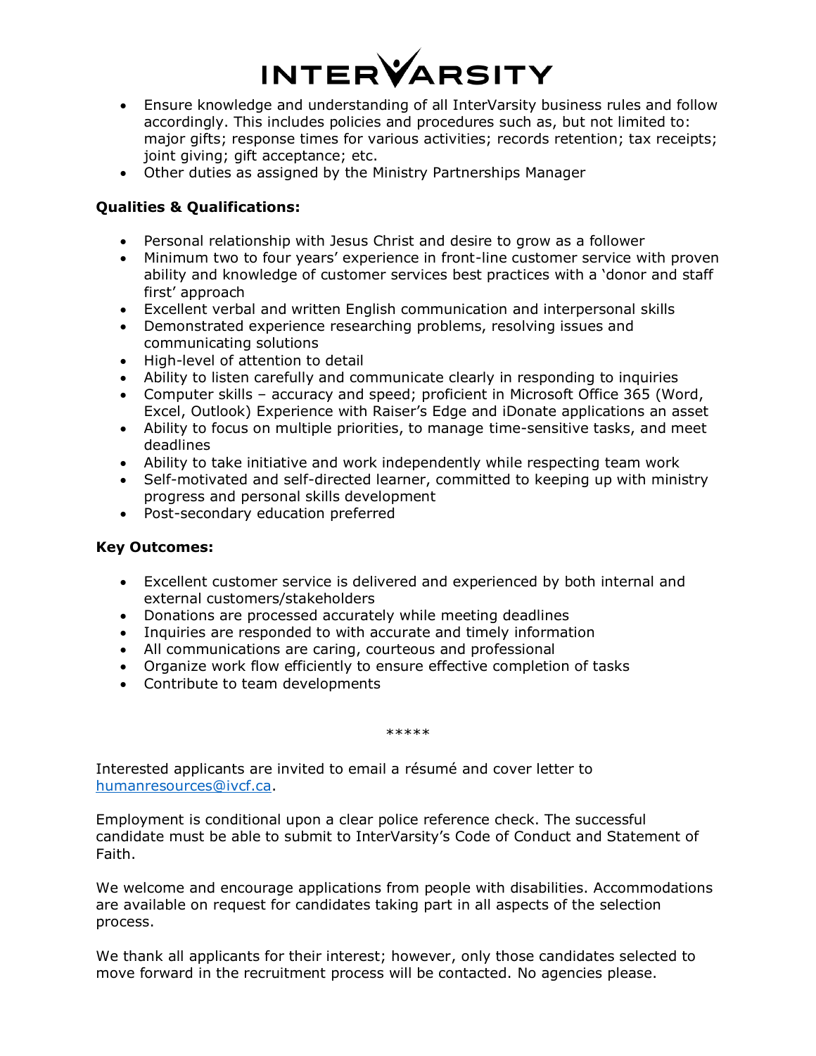- Ensure knowledge and understanding of all InterVarsity business rules and follow accordingly. This includes policies and procedures such as, but not limited to: major gifts; response times for various activities; records retention; tax receipts; joint giving; gift acceptance; etc.
- Other duties as assigned by the Ministry Partnerships Manager

**Qualities & Qualifications:**

- Personal relationship with Jesus Christ and desire to grow as a follower
- Minimum two to four years' experience in front-line customer service with proven ability and knowledge of customer services best practices with a 'donor and staff first' approach
- Excellent verbal and written English communication and interpersonal skills
- Demonstrated experience researching problems, resolving issues and communicating solutions
- High-level of attention to detail
- Ability to listen carefully and communicate clearly in responding to inquiries
- Computer skills – accuracy and speed; proficient in Microsoft Office 365 (Word, Excel, Outlook) Experience with Raiser's Edge and iDonate applications an asset
- Ability to focus on multiple priorities, to manage time-sensitive tasks, and meet deadlines
- Ability to take initiative and work independently while respecting team work
- Self-motivated and self-directed learner, committed to keeping up with ministry progress and personal skills development
- Post-secondary education preferred

**Key Outcomes:**

- Excellent customer service is delivered and experienced by both internal and external customers/stakeholders
- Donations are processed accurately while meeting deadlines
- Inquiries are responded to with accurate and timely information
- All communications are caring, courteous and professional
- Organize work flow efficiently to ensure effective completion of tasks
- Contribute to team developments

*****

Interested applicants are invited to email a résumé and cover letter to humanresources@ivcf.ca.

Employment is conditional upon a clear police reference check. The successful candidate must be able to submit to InterVarsity's Code of Conduct and Statement of Faith.

We welcome and encourage applications from people with disabilities. Accommodations are available on request for candidates taking part in all aspects of the selection process.

We thank all applicants for their interest; however, only those candidates selected to move forward in the recruitment process will be contacted. No agencies please.